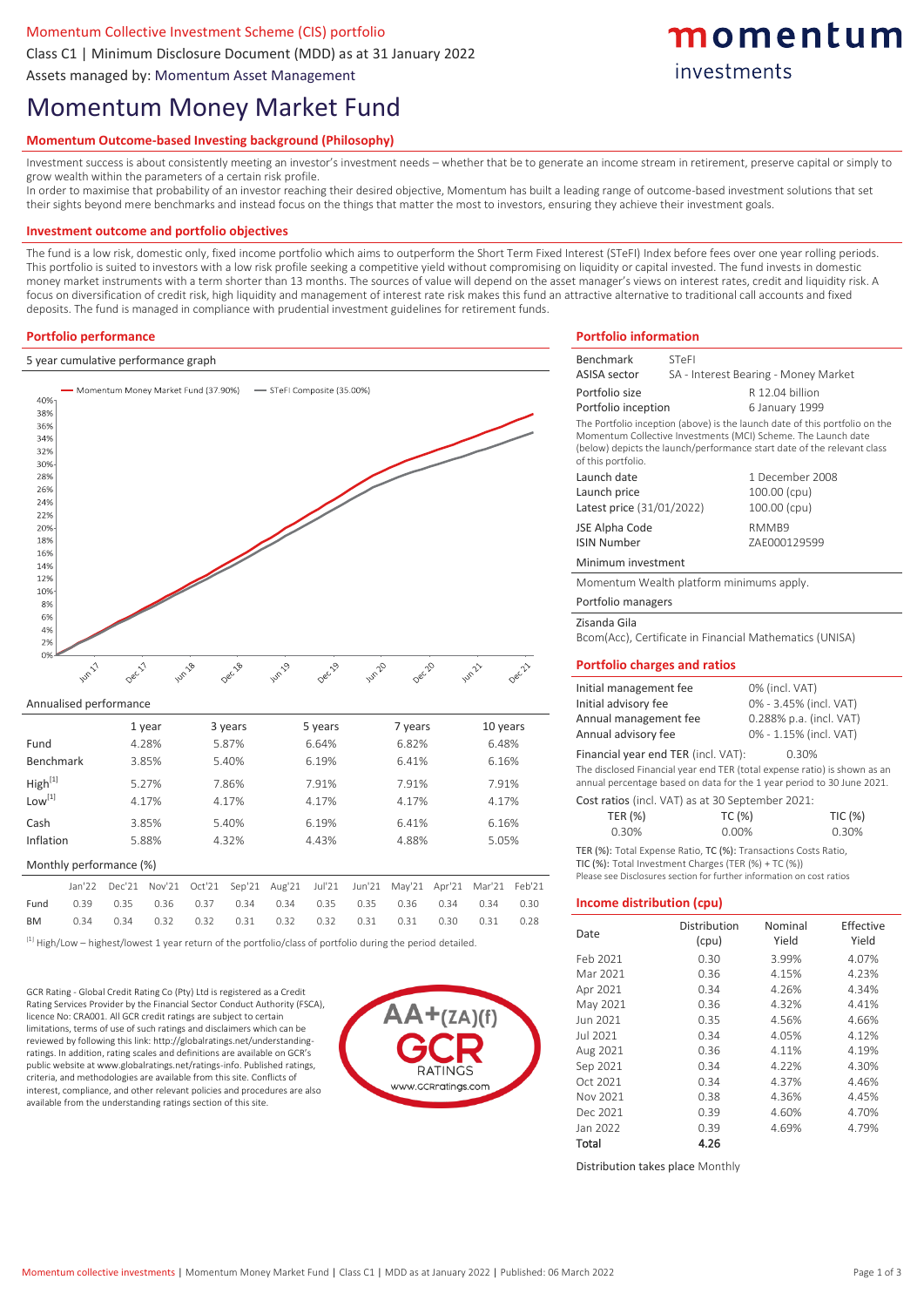Momentum Collective Investment Scheme (CIS) portfolio

Class C1 | Minimum Disclosure Document (MDD) as at 31 January 2022

Assets managed by: Momentum Asset Management

momentum investments

# Momentum Money Market Fund

## Momentum Outcome-based Investing background (Philosophy)

Investment success is about consistently meeting an investor's investment needs – whether that be to generate an income stream in retirement, preserve capital or simply to grow wealth within the parameters of a certain risk profile.

In order to maximise that probability of an investor reaching their desired objective, Momentum has built a leading range of outcome-based investment solutions that set their sights beyond mere benchmarks and instead focus on the things that matter the most to investors, ensuring they achieve their investment goals.

## Investment outcome and portfolio objectives

The fund is a low risk, domestic only, fixed income portfolio which aims to outperform the Short Term Fixed Interest (STeFI) Index before fees over one year rolling periods. This portfolio is suited to investors with a low risk profile seeking a competitive yield without compromising on liquidity or capital invested. The fund invests in domestic money market instruments with a term shorter than 13 months. The sources of value will depend on the asset manager's views on interest rates, credit and liquidity risk. A focus on diversification of credit risk, high liquidity and management of interest rate risk makes this fund an attractive alternative to traditional call accounts and fixed deposits. The fund is managed in compliance with prudential investment guidelines for retirement funds.

## Portfolio performance

5 year cumulative performance graph

Momentum Money Market Fund (37.90%) — STeFI Composite (35.00%)

Annualised performance

| | 1 year | 3 years | 5 years | 7 years | 10 years |
|---|---|---|---|---|---|
| Fund | 4.28% | 5.87% | 6.64% | 6.82% | 6.48% |
| Benchmark | 3.85% | 5.40% | 6.19% | 6.41% | 6.16% |
| High[1] | 5.27% | 7.86% | 7.91% | 7.91% | 7.91% |
| Low[1] | 4.17% | 4.17% | 4.17% | 4.17% | 4.17% |
| Cash | 3.85% | 5.40% | 6.19% | 6.41% | 6.16% |
| Inflation | 5.88% | 4.32% | 4.43% | 4.88% | 5.05% |

Monthly performance (%)

| | Jan'22 | Dec'21 | Nov'21 | Oct'21 | Sep'21 | Aug'21 | Jul'21 | Jun'21 | May'21 | Apr'21 | Mar'21 | Feb'21 |
|---|---|---|---|---|---|---|---|---|---|---|---|---|
| Fund | 0.39 | 0.35 | 0.36 | 0.37 | 0.34 | 0.34 | 0.35 | 0.35 | 0.36 | 0.34 | 0.34 | 0.30 |
| BM | 0.34 | 0.34 | 0.32 | 0.32 | 0.31 | 0.32 | 0.32 | 0.31 | 0.31 | 0.30 | 0.31 | 0.28 |

[1] High/Low – highest/lowest 1 year return of the portfolio/class of portfolio during the period detailed.

GCR Rating - Global Credit Rating Co (Pty) Ltd is registered as a Credit Rating Services Provider by the Financial Sector Conduct Authority (FSCA), licence No: CRA001. All GCR credit ratings are subject to certain limitations, terms of use of such ratings and disclaimers which can be reviewed by following this link: http://globalratings.net/understanding-ratings. In addition, rating scales and definitions are available on GCR's public website at www.globalratings.net/ratings-info. Published ratings, criteria, and methodologies are available from this site. Conflicts of interest, compliance, and other relevant policies and procedures are also available from the understanding ratings section of this site.

AA+(ZA)(f) GCR RATINGS www.GCRratings.com

## Portfolio information

| | |
|---|---|
| Benchmark | STeFI |
| ASISA sector | SA - Interest Bearing - Money Market |
| Portfolio size | R 12.04 billion |
| Portfolio inception | 6 January 1999 |

The Portfolio inception (above) is the launch date of this portfolio on the Momentum Collective Investments (MCI) Scheme. The Launch date (below) depicts the launch/performance start date of the relevant class of this portfolio.

| | |
|---|---|
| Launch date | 1 December 2008 |
| Launch price | 100.00 (cpu) |
| Latest price (31/01/2022) | 100.00 (cpu) |
| JSE Alpha Code | RMMB9 |
| ISIN Number | ZAE000129599 |

Minimum investment

Momentum Wealth platform minimums apply.

Portfolio managers

Zisanda Gila

Bcom(Acc), Certificate in Financial Mathematics (UNISA)

## Portfolio charges and ratios

| | |
|---|---|
| Initial management fee | 0% (incl. VAT) |
| Initial advisory fee | 0% - 3.45% (incl. VAT) |
| Annual management fee | 0.288% p.a. (incl. VAT) |
| Annual advisory fee | 0% - 1.15% (incl. VAT) |

Financial year end TER (incl. VAT): 0.30%

The disclosed Financial year end TER (total expense ratio) is shown as an annual percentage based on data for the 1 year period to 30 June 2021.

Cost ratios (incl. VAT) as at 30 September 2021:

| TER (%) | TC (%) | TIC (%) |
|---|---|---|
| 0.30% | 0.00% | 0.30% |

TER (%): Total Expense Ratio, TC (%): Transactions Costs Ratio, TIC (%): Total Investment Charges (TER (%) + TC (%))

Please see Disclosures section for further information on cost ratios

## Income distribution (cpu)

| Date | Distribution (cpu) | Nominal Yield | Effective Yield |
|---|---|---|---|
| Feb 2021 | 0.30 | 3.99% | 4.07% |
| Mar 2021 | 0.36 | 4.15% | 4.23% |
| Apr 2021 | 0.34 | 4.26% | 4.34% |
| May 2021 | 0.36 | 4.32% | 4.41% |
| Jun 2021 | 0.35 | 4.56% | 4.66% |
| Jul 2021 | 0.34 | 4.05% | 4.12% |
| Aug 2021 | 0.36 | 4.11% | 4.19% |
| Sep 2021 | 0.34 | 4.22% | 4.30% |
| Oct 2021 | 0.34 | 4.37% | 4.46% |
| Nov 2021 | 0.38 | 4.36% | 4.45% |
| Dec 2021 | 0.39 | 4.60% | 4.70% |
| Jan 2022 | 0.39 | 4.69% | 4.79% |
| **Total** | **4.26** | | |

Distribution takes place Monthly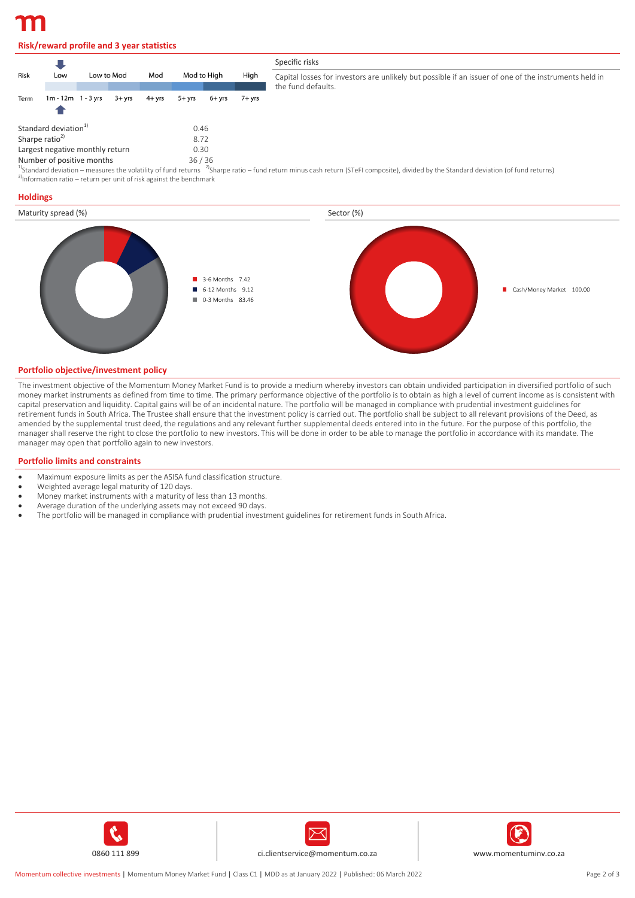## Risk/reward profile and 3 year statistics

| Risk | Low | Low to Mod | Mod | Mod to High | High |
|---|---|---|---|---|---|
| Term | 1m - 12m | 1 - 3 yrs / 3+ yrs | 4+ yrs | 5+ yrs / 6+ yrs | 7+ yrs |

### Specific risks

Capital losses for investors are unlikely but possible if an issuer of one of the instruments held in the fund defaults.

| | |
|---|---|
| Standard deviation[1] | 0.46 |
| Sharpe ratio[2] | 8.72 |
| Largest negative monthly return | 0.30 |
| Number of positive months | 36 / 36 |

[1]Standard deviation – measures the volatility of fund returns [2]Sharpe ratio – fund return minus cash return (STeFI composite), divided by the Standard deviation (of fund returns)
[3]Information ratio – return per unit of risk against the benchmark

## Holdings

### Maturity spread (%)

| Maturity | % |
|---|---|
| 3-6 Months | 7.42 |
| 6-12 Months | 9.12 |
| 0-3 Months | 83.46 |

### Sector (%)

| Sector | % |
|---|---|
| Cash/Money Market | 100.00 |

## Portfolio objective/investment policy

The investment objective of the Momentum Money Market Fund is to provide a medium whereby investors can obtain undivided participation in diversified portfolio of such money market instruments as defined from time to time. The primary performance objective of the portfolio is to obtain as high a level of current income as is consistent with capital preservation and liquidity. Capital gains will be of an incidental nature. The portfolio will be managed in compliance with prudential investment guidelines for retirement funds in South Africa. The Trustee shall ensure that the investment policy is carried out. The portfolio shall be subject to all relevant provisions of the Deed, as amended by the supplemental trust deed, the regulations and any relevant further supplemental deeds entered into in the future. For the purpose of this portfolio, the manager shall reserve the right to close the portfolio to new investors. This will be done in order to be able to manage the portfolio in accordance with its mandate. The manager may open that portfolio again to new investors.

## Portfolio limits and constraints

- Maximum exposure limits as per the ASISA fund classification structure.
- Weighted average legal maturity of 120 days.
- Money market instruments with a maturity of less than 13 months.
- Average duration of the underlying assets may not exceed 90 days.
- The portfolio will be managed in compliance with prudential investment guidelines for retirement funds in South Africa.

0860 111 899 | ci.clientservice@momentum.co.za | www.momentuminv.co.za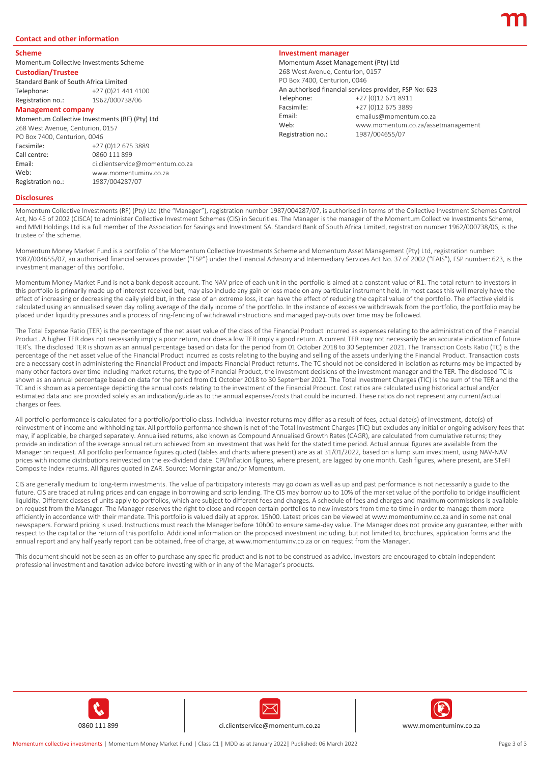## Contact and other information

### Scheme

Momentum Collective Investments Scheme

### Custodian/Trustee

Standard Bank of South Africa Limited

| | |
|---|---|
| Telephone: | +27 (0)21 441 4100 |
| Registration no.: | 1962/000738/06 |

### Management company

Momentum Collective Investments (RF) (Pty) Ltd

268 West Avenue, Centurion, 0157

PO Box 7400, Centurion, 0046

| | |
|---|---|
| Facsimile: | +27 (0)12 675 3889 |
| Call centre: | 0860 111 899 |
| Email: | ci.clientservice@momentum.co.za |
| Web: | www.momentuminv.co.za |
| Registration no.: | 1987/004287/07 |

### Investment manager

Momentum Asset Management (Pty) Ltd

268 West Avenue, Centurion, 0157

PO Box 7400, Centurion, 0046

An authorised financial services provider, FSP No: 623

| | |
|---|---|
| Telephone: | +27 (0)12 671 8911 |
| Facsimile: | +27 (0)12 675 3889 |
| Email: | emailus@momentum.co.za |
| Web: | www.momentum.co.za/assetmanagement |
| Registration no.: | 1987/004655/07 |

## Disclosures

Momentum Collective Investments (RF) (Pty) Ltd (the "Manager"), registration number 1987/004287/07, is authorised in terms of the Collective Investment Schemes Control Act, No 45 of 2002 (CISCA) to administer Collective Investment Schemes (CIS) in Securities. The Manager is the manager of the Momentum Collective Investments Scheme, and MMI Holdings Ltd is a full member of the Association for Savings and Investment SA. Standard Bank of South Africa Limited, registration number 1962/000738/06, is the trustee of the scheme.

Momentum Money Market Fund is a portfolio of the Momentum Collective Investments Scheme and Momentum Asset Management (Pty) Ltd, registration number: 1987/004655/07, an authorised financial services provider ("FSP") under the Financial Advisory and Intermediary Services Act No. 37 of 2002 ("FAIS"), FSP number: 623, is the investment manager of this portfolio.

Momentum Money Market Fund is not a bank deposit account. The NAV price of each unit in the portfolio is aimed at a constant value of R1. The total return to investors in this portfolio is primarily made up of interest received but, may also include any gain or loss made on any particular instrument held. In most cases this will merely have the effect of increasing or decreasing the daily yield but, in the case of an extreme loss, it can have the effect of reducing the capital value of the portfolio. The effective yield is calculated using an annualised seven day rolling average of the daily income of the portfolio. In the instance of excessive withdrawals from the portfolio, the portfolio may be placed under liquidity pressures and a process of ring-fencing of withdrawal instructions and managed pay-outs over time may be followed.

The Total Expense Ratio (TER) is the percentage of the net asset value of the class of the Financial Product incurred as expenses relating to the administration of the Financial Product. A higher TER does not necessarily imply a poor return, nor does a low TER imply a good return. A current TER may not necessarily be an accurate indication of future TER's. The disclosed TER is shown as an annual percentage based on data for the period from 01 October 2018 to 30 September 2021. The Transaction Costs Ratio (TC) is the percentage of the net asset value of the Financial Product incurred as costs relating to the buying and selling of the assets underlying the Financial Product. Transaction costs are a necessary cost in administering the Financial Product and impacts Financial Product returns. The TC should not be considered in isolation as returns may be impacted by many other factors over time including market returns, the type of Financial Product, the investment decisions of the investment manager and the TER. The disclosed TC is shown as an annual percentage based on data for the period from 01 October 2018 to 30 September 2021. The Total Investment Charges (TIC) is the sum of the TER and the TC and is shown as a percentage depicting the annual costs relating to the investment of the Financial Product. Cost ratios are calculated using historical actual and/or estimated data and are provided solely as an indication/guide as to the annual expenses/costs that could be incurred. These ratios do not represent any current/actual charges or fees.

All portfolio performance is calculated for a portfolio/portfolio class. Individual investor returns may differ as a result of fees, actual date(s) of investment, date(s) of reinvestment of income and withholding tax. All portfolio performance shown is net of the Total Investment Charges (TIC) but excludes any initial or ongoing advisory fees that may, if applicable, be charged separately. Annualised returns, also known as Compound Annualised Growth Rates (CAGR), are calculated from cumulative returns; they provide an indication of the average annual return achieved from an investment that was held for the stated time period. Actual annual figures are available from the Manager on request. All portfolio performance figures quoted (tables and charts where present) are as at 31/01/2022, based on a lump sum investment, using NAV-NAV prices with income distributions reinvested on the ex-dividend date. CPI/Inflation figures, where present, are lagged by one month. Cash figures, where present, are STeFI Composite Index returns. All figures quoted in ZAR. Source: Morningstar and/or Momentum.

CIS are generally medium to long-term investments. The value of participatory interests may go down as well as up and past performance is not necessarily a guide to the future. CIS are traded at ruling prices and can engage in borrowing and scrip lending. The CIS may borrow up to 10% of the market value of the portfolio to bridge insufficient liquidity. Different classes of units apply to portfolios, which are subject to different fees and charges. A schedule of fees and charges and maximum commissions is available on request from the Manager. The Manager reserves the right to close and reopen certain portfolios to new investors from time to time in order to manage them more efficiently in accordance with their mandate. This portfolio is valued daily at approx. 15h00. Latest prices can be viewed at www.momentuminv.co.za and in some national newspapers. Forward pricing is used. Instructions must reach the Manager before 10h00 to ensure same-day value. The Manager does not provide any guarantee, either with respect to the capital or the return of this portfolio. Additional information on the proposed investment including, but not limited to, brochures, application forms and the annual report and any half yearly report can be obtained, free of charge, at www.momentuminv.co.za or on request from the Manager.

This document should not be seen as an offer to purchase any specific product and is not to be construed as advice. Investors are encouraged to obtain independent professional investment and taxation advice before investing with or in any of the Manager's products.

0860 111 899 | ci.clientservice@momentum.co.za | www.momentuminv.co.za